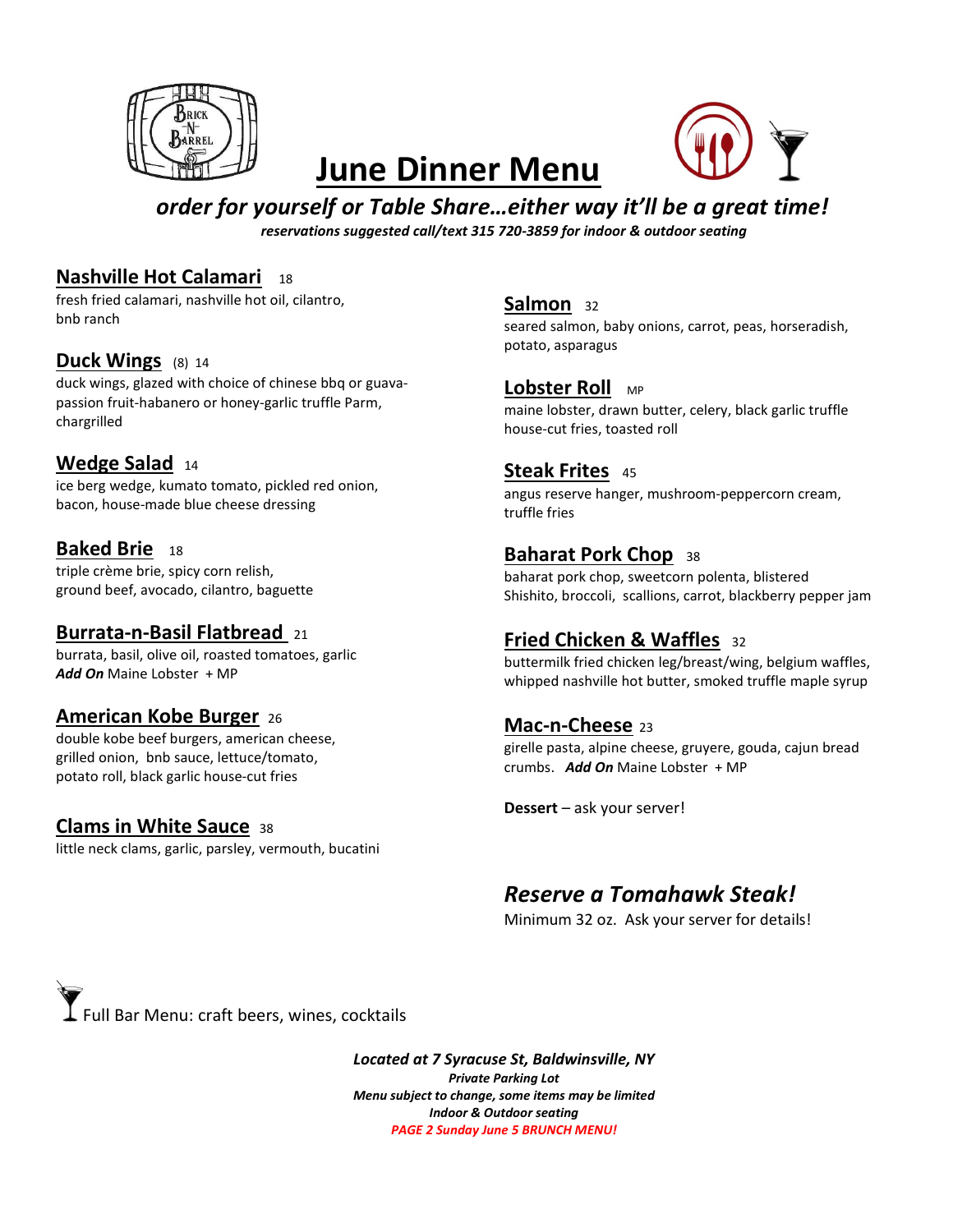# June Dinner Menu

***order for yourself or Table Share…either way it'll be a great time!***

***reservations suggested call/text 315 720-3859 for indoor & outdoor seating***

## Nashville Hot Calamari 18
fresh fried calamari, nashville hot oil, cilantro, bnb ranch

## Duck Wings (8) 14
duck wings, glazed with choice of chinese bbq or guava-passion fruit-habanero or honey-garlic truffle Parm, chargrilled

## Wedge Salad 14
ice berg wedge, kumato tomato, pickled red onion, bacon, house-made blue cheese dressing

## Baked Brie 18
triple crème brie, spicy corn relish, ground beef, avocado, cilantro, baguette

## Burrata-n-Basil Flatbread 21
burrata, basil, olive oil, roasted tomatoes, garlic
***Add On*** Maine Lobster + MP

## American Kobe Burger 26
double kobe beef burgers, american cheese, grilled onion, bnb sauce, lettuce/tomato, potato roll, black garlic house-cut fries

## Clams in White Sauce 38
little neck clams, garlic, parsley, vermouth, bucatini

## Salmon 32
seared salmon, baby onions, carrot, peas, horseradish, potato, asparagus

## Lobster Roll MP
maine lobster, drawn butter, celery, black garlic truffle house-cut fries, toasted roll

## Steak Frites 45
angus reserve hanger, mushroom-peppercorn cream, truffle fries

## Baharat Pork Chop 38
baharat pork chop, sweetcorn polenta, blistered Shishito, broccoli, scallions, carrot, blackberry pepper jam

## Fried Chicken & Waffles 32
buttermilk fried chicken leg/breast/wing, belgium waffles, whipped nashville hot butter, smoked truffle maple syrup

## Mac-n-Cheese 23
girelle pasta, alpine cheese, gruyere, gouda, cajun bread crumbs. ***Add On*** Maine Lobster + MP

**Dessert** – ask your server!

## *Reserve a Tomahawk Steak!*
Minimum 32 oz. Ask your server for details!

Full Bar Menu: craft beers, wines, cocktails

***Located at 7 Syracuse St, Baldwinsville, NY***
***Private Parking Lot***
***Menu subject to change, some items may be limited***
***Indoor & Outdoor seating***
***PAGE 2 Sunday June 5 BRUNCH MENU!***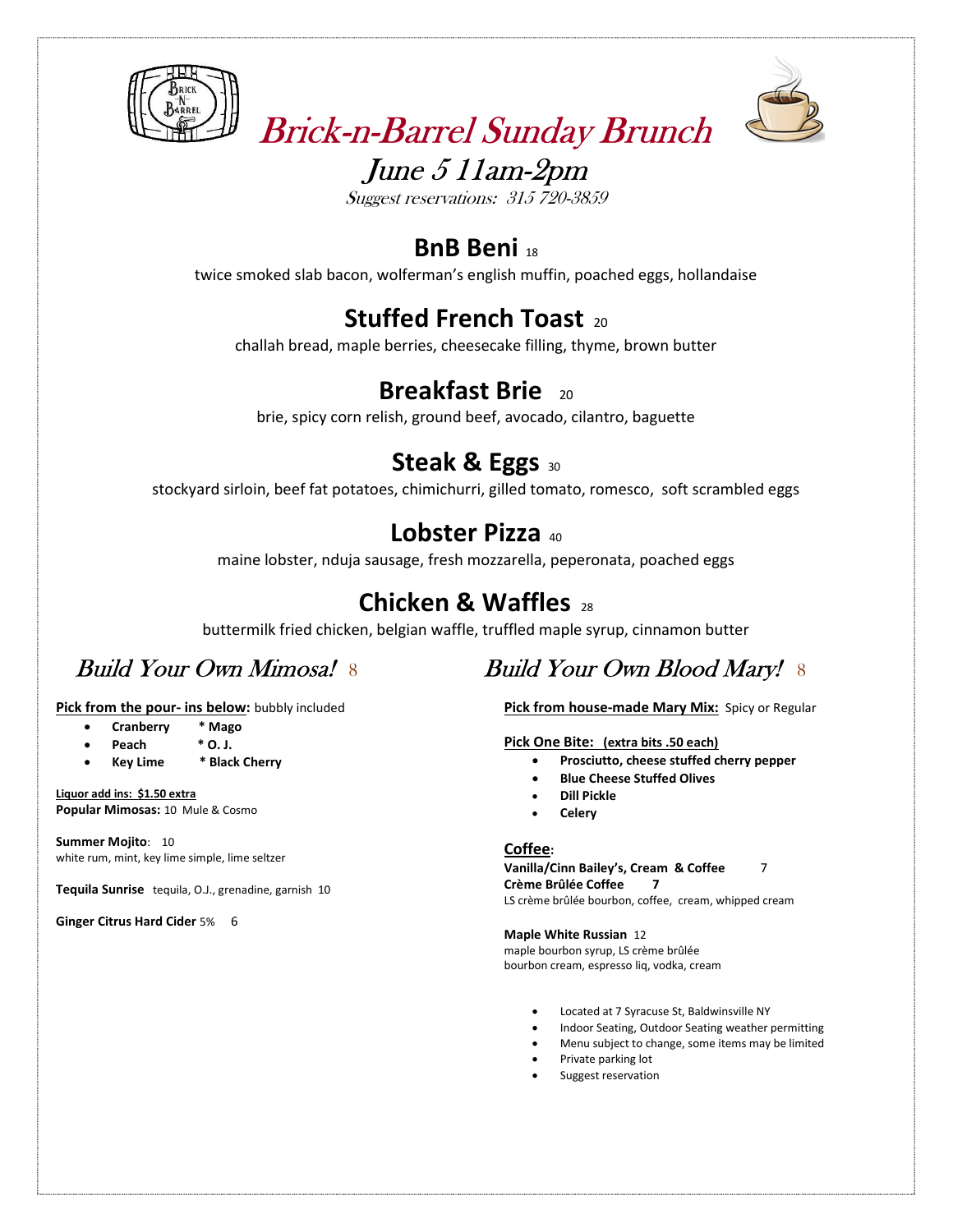# Brick-n-Barrel Sunday Brunch

## June 5 11am-2pm

*Suggest reservations: 315 720-3859*

## BnB Beni 18

twice smoked slab bacon, wolferman's english muffin, poached eggs, hollandaise

## Stuffed French Toast 20

challah bread, maple berries, cheesecake filling, thyme, brown butter

## Breakfast Brie 20

brie, spicy corn relish, ground beef, avocado, cilantro, baguette

## Steak & Eggs 30

stockyard sirloin, beef fat potatoes, chimichurri, gilled tomato, romesco, soft scrambled eggs

## Lobster Pizza 40

maine lobster, nduja sausage, fresh mozzarella, peperonata, poached eggs

## Chicken & Waffles 28

buttermilk fried chicken, belgian waffle, truffled maple syrup, cinnamon butter

### *Build Your Own Mimosa!* 8

**Pick from the pour- ins below:** bubbly included

- **Cranberry** * **Mago**
- **Peach** * **O. J.**
- **Key Lime** * **Black Cherry**

**Liquor add ins: $1.50 extra**

**Popular Mimosas:** 10 Mule & Cosmo

**Summer Mojito**: 10
white rum, mint, key lime simple, lime seltzer

**Tequila Sunrise** tequila, O.J., grenadine, garnish 10

**Ginger Citrus Hard Cider** 5% 6

### *Build Your Own Blood Mary!* 8

**Pick from house-made Mary Mix:** Spicy or Regular

**Pick One Bite: (extra bits .50 each)**

- **Prosciutto, cheese stuffed cherry pepper**
- **Blue Cheese Stuffed Olives**
- **Dill Pickle**
- **Celery**

**Coffee:**

**Vanilla/Cinn Bailey's, Cream & Coffee** 7

**Crème Brûlée Coffee** 7
LS crème brûlée bourbon, coffee, cream, whipped cream

**Maple White Russian** 12
maple bourbon syrup, LS crème brûlée bourbon cream, espresso liq, vodka, cream

- Located at 7 Syracuse St, Baldwinsville NY
- Indoor Seating, Outdoor Seating weather permitting
- Menu subject to change, some items may be limited
- Private parking lot
- Suggest reservation